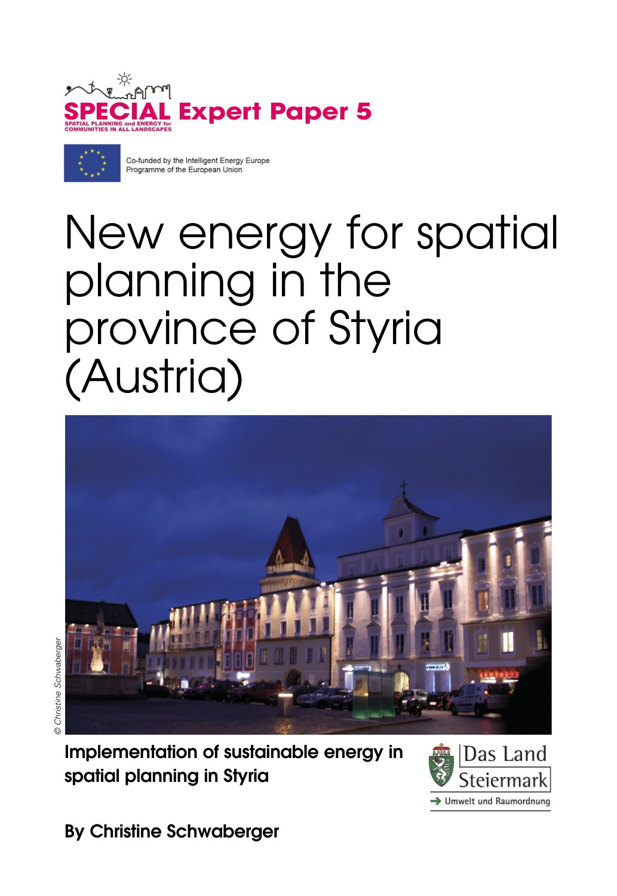SPECIAL Expert Paper 5

SPATIAL PLANNING and ENERGY for COMMUNITIES IN ALL LANDSCAPES

Co-funded by the Intelligent Energy Europe Programme of the European Union

# New energy for spatial planning in the province of Styria (Austria)

© Christine Schwaberger

**Implementation of sustainable energy in spatial planning in Styria**

Das Land Steiermark

Umwelt und Raumordnung

**By Christine Schwaberger**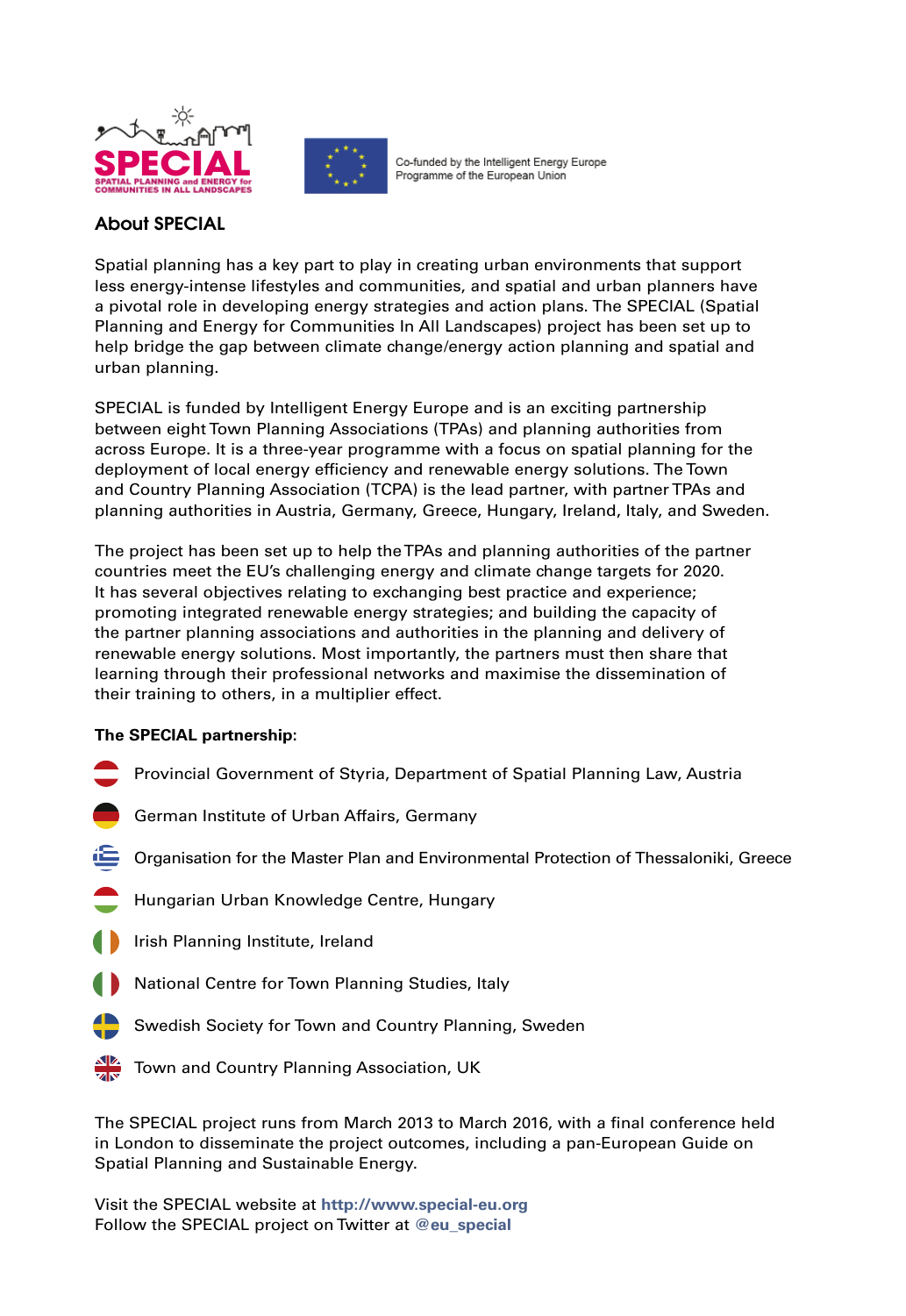SPECIAL

SPATIAL PLANNING and ENERGY for COMMUNITIES IN ALL LANDSCAPES

Co-funded by the Intelligent Energy Europe Programme of the European Union

## About SPECIAL

Spatial planning has a key part to play in creating urban environments that support less energy-intense lifestyles and communities, and spatial and urban planners have a pivotal role in developing energy strategies and action plans. The SPECIAL (Spatial Planning and Energy for Communities In All Landscapes) project has been set up to help bridge the gap between climate change/energy action planning and spatial and urban planning.

SPECIAL is funded by Intelligent Energy Europe and is an exciting partnership between eight Town Planning Associations (TPAs) and planning authorities from across Europe. It is a three-year programme with a focus on spatial planning for the deployment of local energy efficiency and renewable energy solutions. The Town and Country Planning Association (TCPA) is the lead partner, with partner TPAs and planning authorities in Austria, Germany, Greece, Hungary, Ireland, Italy, and Sweden.

The project has been set up to help the TPAs and planning authorities of the partner countries meet the EU's challenging energy and climate change targets for 2020. It has several objectives relating to exchanging best practice and experience; promoting integrated renewable energy strategies; and building the capacity of the partner planning associations and authorities in the planning and delivery of renewable energy solutions. Most importantly, the partners must then share that learning through their professional networks and maximise the dissemination of their training to others, in a multiplier effect.

**The SPECIAL partnership:**

- Provincial Government of Styria, Department of Spatial Planning Law, Austria
- German Institute of Urban Affairs, Germany
- Organisation for the Master Plan and Environmental Protection of Thessaloniki, Greece
- Hungarian Urban Knowledge Centre, Hungary
- Irish Planning Institute, Ireland
- National Centre for Town Planning Studies, Italy
- Swedish Society for Town and Country Planning, Sweden
- Town and Country Planning Association, UK

The SPECIAL project runs from March 2013 to March 2016, with a final conference held in London to disseminate the project outcomes, including a pan-European Guide on Spatial Planning and Sustainable Energy.

Visit the SPECIAL website at **http://www.special-eu.org**
Follow the SPECIAL project on Twitter at **@eu_special**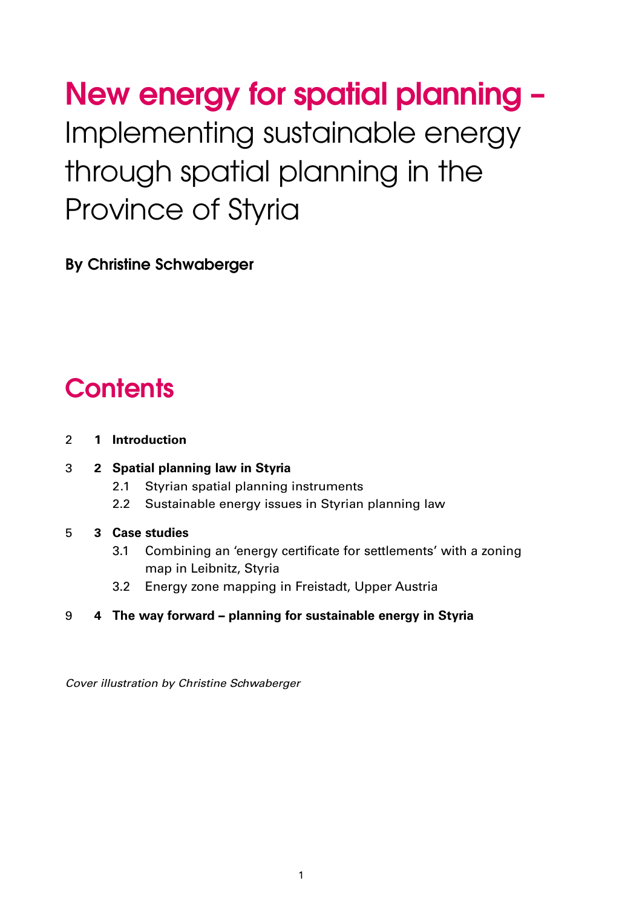# New energy for spatial planning – Implementing sustainable energy through spatial planning in the Province of Styria

**By Christine Schwaberger**

## Contents

2 **1 Introduction**

3 **2 Spatial planning law in Styria**
- 2.1 Styrian spatial planning instruments
- 2.2 Sustainable energy issues in Styrian planning law

5 **3 Case studies**
- 3.1 Combining an 'energy certificate for settlements' with a zoning map in Leibnitz, Styria
- 3.2 Energy zone mapping in Freistadt, Upper Austria

9 **4 The way forward – planning for sustainable energy in Styria**

*Cover illustration by Christine Schwaberger*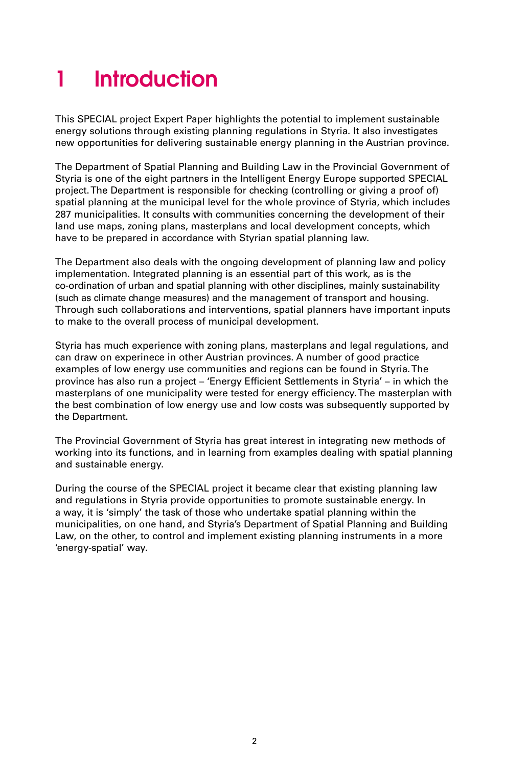# 1 Introduction

This SPECIAL project Expert Paper highlights the potential to implement sustainable energy solutions through existing planning regulations in Styria. It also investigates new opportunities for delivering sustainable energy planning in the Austrian province.

The Department of Spatial Planning and Building Law in the Provincial Government of Styria is one of the eight partners in the Intelligent Energy Europe supported SPECIAL project. The Department is responsible for checking (controlling or giving a proof of) spatial planning at the municipal level for the whole province of Styria, which includes 287 municipalities. It consults with communities concerning the development of their land use maps, zoning plans, masterplans and local development concepts, which have to be prepared in accordance with Styrian spatial planning law.

The Department also deals with the ongoing development of planning law and policy implementation. Integrated planning is an essential part of this work, as is the co-ordination of urban and spatial planning with other disciplines, mainly sustainability (such as climate change measures) and the management of transport and housing. Through such collaborations and interventions, spatial planners have important inputs to make to the overall process of municipal development.

Styria has much experience with zoning plans, masterplans and legal regulations, and can draw on experinece in other Austrian provinces. A number of good practice examples of low energy use communities and regions can be found in Styria. The province has also run a project – 'Energy Efficient Settlements in Styria' – in which the masterplans of one municipality were tested for energy efficiency. The masterplan with the best combination of low energy use and low costs was subsequently supported by the Department.

The Provincial Government of Styria has great interest in integrating new methods of working into its functions, and in learning from examples dealing with spatial planning and sustainable energy.

During the course of the SPECIAL project it became clear that existing planning law and regulations in Styria provide opportunities to promote sustainable energy. In a way, it is 'simply' the task of those who undertake spatial planning within the municipalities, on one hand, and Styria's Department of Spatial Planning and Building Law, on the other, to control and implement existing planning instruments in a more 'energy-spatial' way.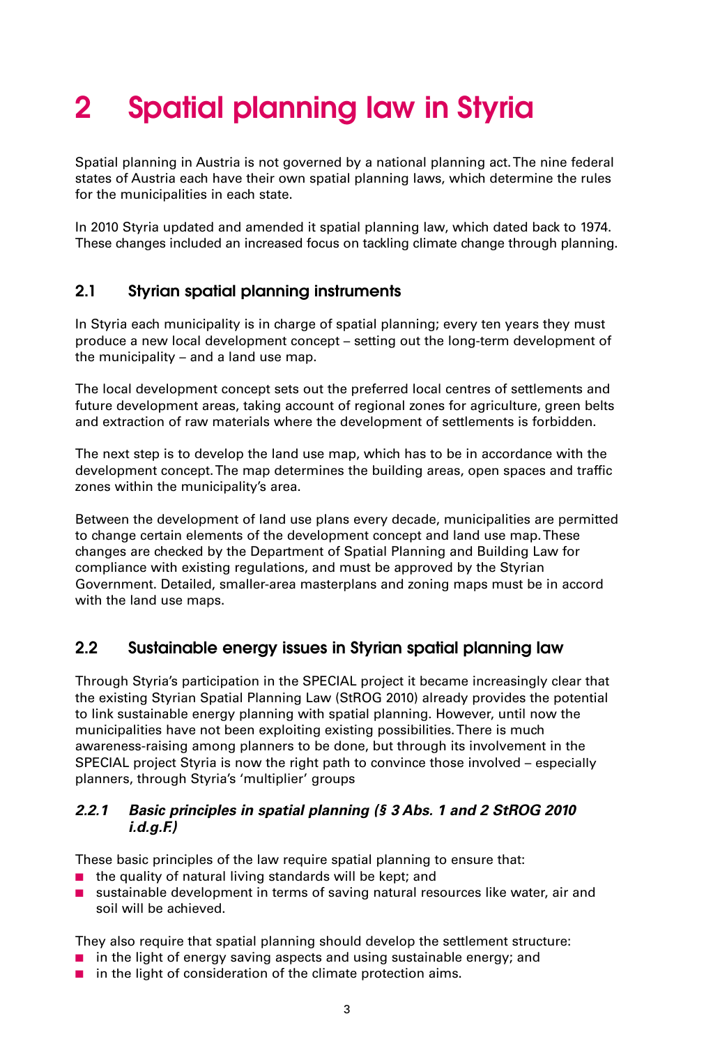# 2 Spatial planning law in Styria

Spatial planning in Austria is not governed by a national planning act. The nine federal states of Austria each have their own spatial planning laws, which determine the rules for the municipalities in each state.

In 2010 Styria updated and amended it spatial planning law, which dated back to 1974. These changes included an increased focus on tackling climate change through planning.

## 2.1 Styrian spatial planning instruments

In Styria each municipality is in charge of spatial planning; every ten years they must produce a new local development concept – setting out the long-term development of the municipality – and a land use map.

The local development concept sets out the preferred local centres of settlements and future development areas, taking account of regional zones for agriculture, green belts and extraction of raw materials where the development of settlements is forbidden.

The next step is to develop the land use map, which has to be in accordance with the development concept. The map determines the building areas, open spaces and traffic zones within the municipality's area.

Between the development of land use plans every decade, municipalities are permitted to change certain elements of the development concept and land use map. These changes are checked by the Department of Spatial Planning and Building Law for compliance with existing regulations, and must be approved by the Styrian Government. Detailed, smaller-area masterplans and zoning maps must be in accord with the land use maps.

## 2.2 Sustainable energy issues in Styrian spatial planning law

Through Styria's participation in the SPECIAL project it became increasingly clear that the existing Styrian Spatial Planning Law (StROG 2010) already provides the potential to link sustainable energy planning with spatial planning. However, until now the municipalities have not been exploiting existing possibilities. There is much awareness-raising among planners to be done, but through its involvement in the SPECIAL project Styria is now the right path to convince those involved – especially planners, through Styria's 'multiplier' groups

### *2.2.1 Basic principles in spatial planning (§ 3 Abs. 1 and 2 StROG 2010 i.d.g.F.)*

These basic principles of the law require spatial planning to ensure that:

- the quality of natural living standards will be kept; and
- sustainable development in terms of saving natural resources like water, air and soil will be achieved.

They also require that spatial planning should develop the settlement structure:

- in the light of energy saving aspects and using sustainable energy; and
- in the light of consideration of the climate protection aims.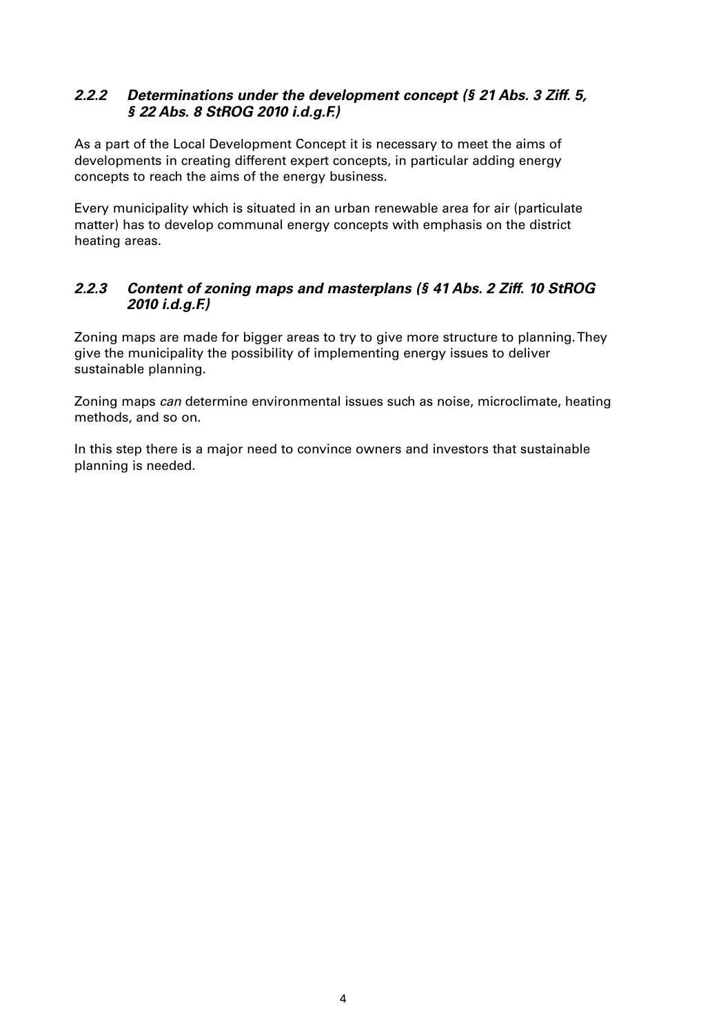### *2.2.2 Determinations under the development concept (§ 21 Abs. 3 Ziff. 5, § 22 Abs. 8 StROG 2010 i.d.g.F.)*

As a part of the Local Development Concept it is necessary to meet the aims of developments in creating different expert concepts, in particular adding energy concepts to reach the aims of the energy business.

Every municipality which is situated in an urban renewable area for air (particulate matter) has to develop communal energy concepts with emphasis on the district heating areas.

### *2.2.3 Content of zoning maps and masterplans (§ 41 Abs. 2 Ziff. 10 StROG 2010 i.d.g.F.)*

Zoning maps are made for bigger areas to try to give more structure to planning. They give the municipality the possibility of implementing energy issues to deliver sustainable planning.

Zoning maps *can* determine environmental issues such as noise, microclimate, heating methods, and so on.

In this step there is a major need to convince owners and investors that sustainable planning is needed.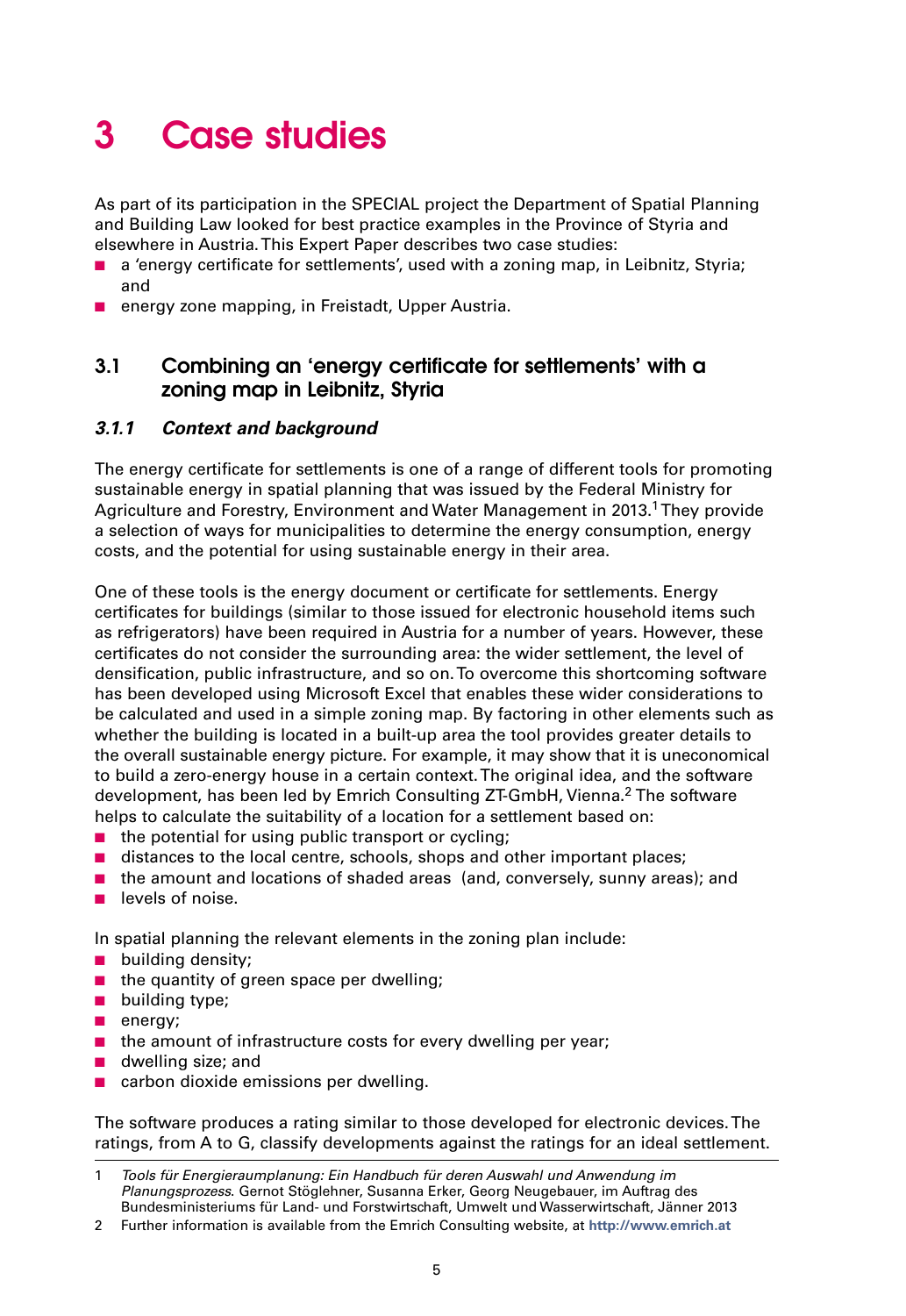# 3 Case studies

As part of its participation in the SPECIAL project the Department of Spatial Planning and Building Law looked for best practice examples in the Province of Styria and elsewhere in Austria. This Expert Paper describes two case studies:

- a 'energy certificate for settlements', used with a zoning map, in Leibnitz, Styria; and
- energy zone mapping, in Freistadt, Upper Austria.

## 3.1 Combining an 'energy certificate for settlements' with a zoning map in Leibnitz, Styria

### *3.1.1 Context and background*

The energy certificate for settlements is one of a range of different tools for promoting sustainable energy in spatial planning that was issued by the Federal Ministry for Agriculture and Forestry, Environment and Water Management in 2013.[1] They provide a selection of ways for municipalities to determine the energy consumption, energy costs, and the potential for using sustainable energy in their area.

One of these tools is the energy document or certificate for settlements. Energy certificates for buildings (similar to those issued for electronic household items such as refrigerators) have been required in Austria for a number of years. However, these certificates do not consider the surrounding area: the wider settlement, the level of densification, public infrastructure, and so on. To overcome this shortcoming software has been developed using Microsoft Excel that enables these wider considerations to be calculated and used in a simple zoning map. By factoring in other elements such as whether the building is located in a built-up area the tool provides greater details to the overall sustainable energy picture. For example, it may show that it is uneconomical to build a zero-energy house in a certain context. The original idea, and the software development, has been led by Emrich Consulting ZT-GmbH, Vienna.[2] The software helps to calculate the suitability of a location for a settlement based on:

- the potential for using public transport or cycling;
- distances to the local centre, schools, shops and other important places;
- the amount and locations of shaded areas (and, conversely, sunny areas); and
- levels of noise.

In spatial planning the relevant elements in the zoning plan include:

- building density;
- the quantity of green space per dwelling;
- building type;
- energy;
- the amount of infrastructure costs for every dwelling per year;
- dwelling size; and
- carbon dioxide emissions per dwelling.

The software produces a rating similar to those developed for electronic devices. The ratings, from A to G, classify developments against the ratings for an ideal settlement.

---

1 *Tools für Energieraumplanung: Ein Handbuch für deren Auswahl und Anwendung im Planungsprozess.* Gernot Stöglehner, Susanna Erker, Georg Neugebauer, im Auftrag des Bundesministeriums für Land- und Forstwirtschaft, Umwelt und Wasserwirtschaft, Jänner 2013

2 Further information is available from the Emrich Consulting website, at **http://www.emrich.at**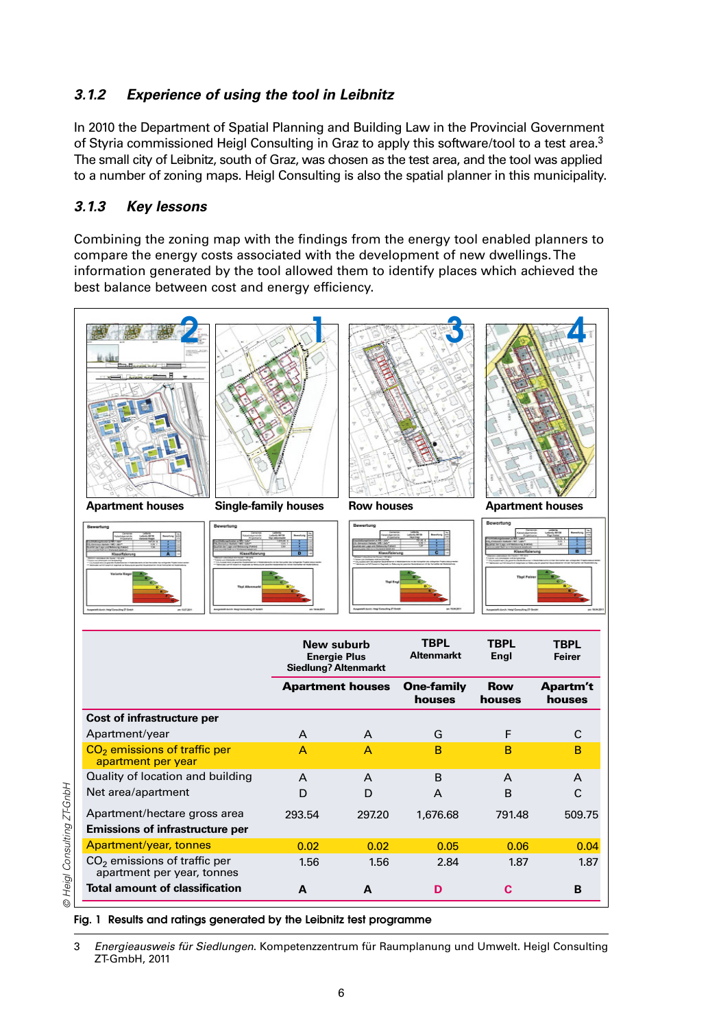### 3.1.2 *Experience of using the tool in Leibnitz*

In 2010 the Department of Spatial Planning and Building Law in the Provincial Government of Styria commissioned Heigl Consulting in Graz to apply this software/tool to a test area.[3] The small city of Leibnitz, south of Graz, was chosen as the test area, and the tool was applied to a number of zoning maps. Heigl Consulting is also the spatial planner in this municipality.

### 3.1.3 *Key lessons*

Combining the zoning map with the findings from the energy tool enabled planners to compare the energy costs associated with the development of new dwellings. The information generated by the tool allowed them to identify places which achieved the best balance between cost and energy efficiency.

| | New suburb Energie Plus Siedlung? Altenmarkt | | TBPL Altenmarkt | TBPL Engl | TBPL Feirer |
|---|---|---|---|---|---|
| | Apartment houses | | One-family houses | Row houses | Apartm't houses |
| **Cost of infrastructure per** | | | | | |
| Apartment/year | A | A | G | F | C |
| $CO_2$ emissions of traffic per apartment per year | A | A | B | B | B |
| Quality of location and building | A | A | B | A | A |
| Net area/apartment | D | D | A | B | C |
| Apartment/hectare gross area | 293.54 | 297.20 | 1,676.68 | 791.48 | 509.75 |
| **Emissions of infrastructure per** | | | | | |
| Apartment/year, tonnes | 0.02 | 0.02 | 0.05 | 0.06 | 0.04 |
| $CO_2$ emissions of traffic per apartment per year, tonnes | 1.56 | 1.56 | 2.84 | 1.87 | 1.87 |
| **Total amount of classification** | **A** | **A** | **D** | **C** | **B** |

© Heigl Consulting ZT-GmbH

**Fig. 1 Results and ratings generated by the Leibnitz test programme**

3 *Energieausweis für Siedlungen*. Kompetenzzentrum für Raumplanung und Umwelt. Heigl Consulting ZT-GmbH, 2011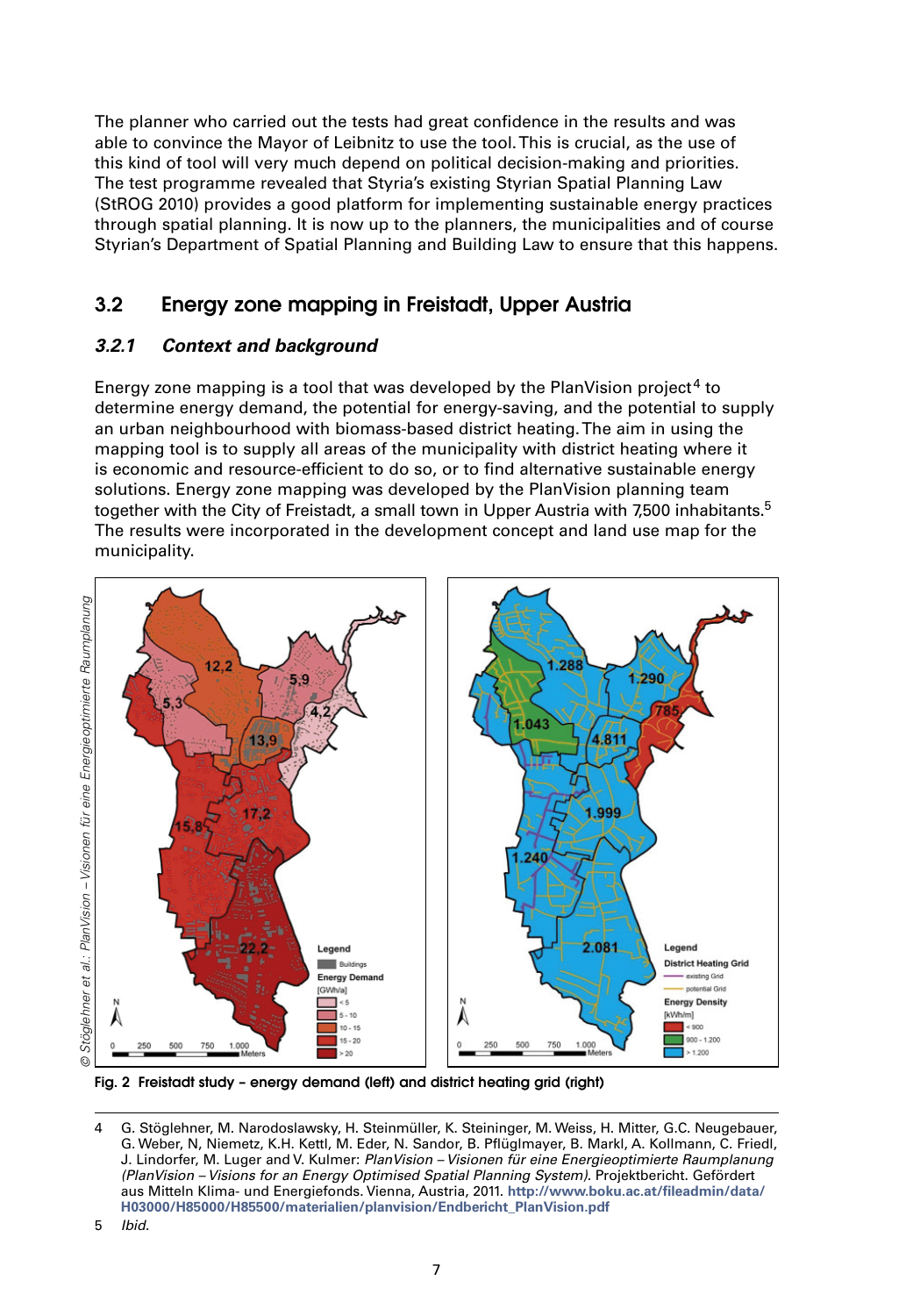The planner who carried out the tests had great confidence in the results and was able to convince the Mayor of Leibnitz to use the tool. This is crucial, as the use of this kind of tool will very much depend on political decision-making and priorities. The test programme revealed that Styria's existing Styrian Spatial Planning Law (StROG 2010) provides a good platform for implementing sustainable energy practices through spatial planning. It is now up to the planners, the municipalities and of course Styrian's Department of Spatial Planning and Building Law to ensure that this happens.

## 3.2 Energy zone mapping in Freistadt, Upper Austria

### *3.2.1 Context and background*

Energy zone mapping is a tool that was developed by the PlanVision project[4] to determine energy demand, the potential for energy-saving, and the potential to supply an urban neighbourhood with biomass-based district heating. The aim in using the mapping tool is to supply all areas of the municipality with district heating where it is economic and resource-efficient to do so, or to find alternative sustainable energy solutions. Energy zone mapping was developed by the PlanVision planning team together with the City of Freistadt, a small town in Upper Austria with 7,500 inhabitants.[5] The results were incorporated in the development concept and land use map for the municipality.

© Stöglehner et al.: PlanVision – Visionen für eine Energieoptimierte Raumplanung

**Fig. 2 Freistadt study – energy demand (left) and district heating grid (right)**

---

4 G. Stöglehner, M. Narodoslawsky, H. Steinmüller, K. Steininger, M. Weiss, H. Mitter, G.C. Neugebauer, G. Weber, N, Niemetz, K.H. Kettl, M. Eder, N. Sandor, B. Pflüglmayer, B. Markl, A. Kollmann, C. Friedl, J. Lindorfer, M. Luger and V. Kulmer: *PlanVision – Visionen für eine Energieoptimierte Raumplanung (PlanVision – Visions for an Energy Optimised Spatial Planning System).* Projektbericht. Gefördert aus Mitteln Klima- und Energiefonds. Vienna, Austria, 2011. **http://www.boku.ac.at/fileadmin/data/H03000/H85000/H85500/materialien/planvision/Endbericht_PlanVision.pdf**

5 *Ibid.*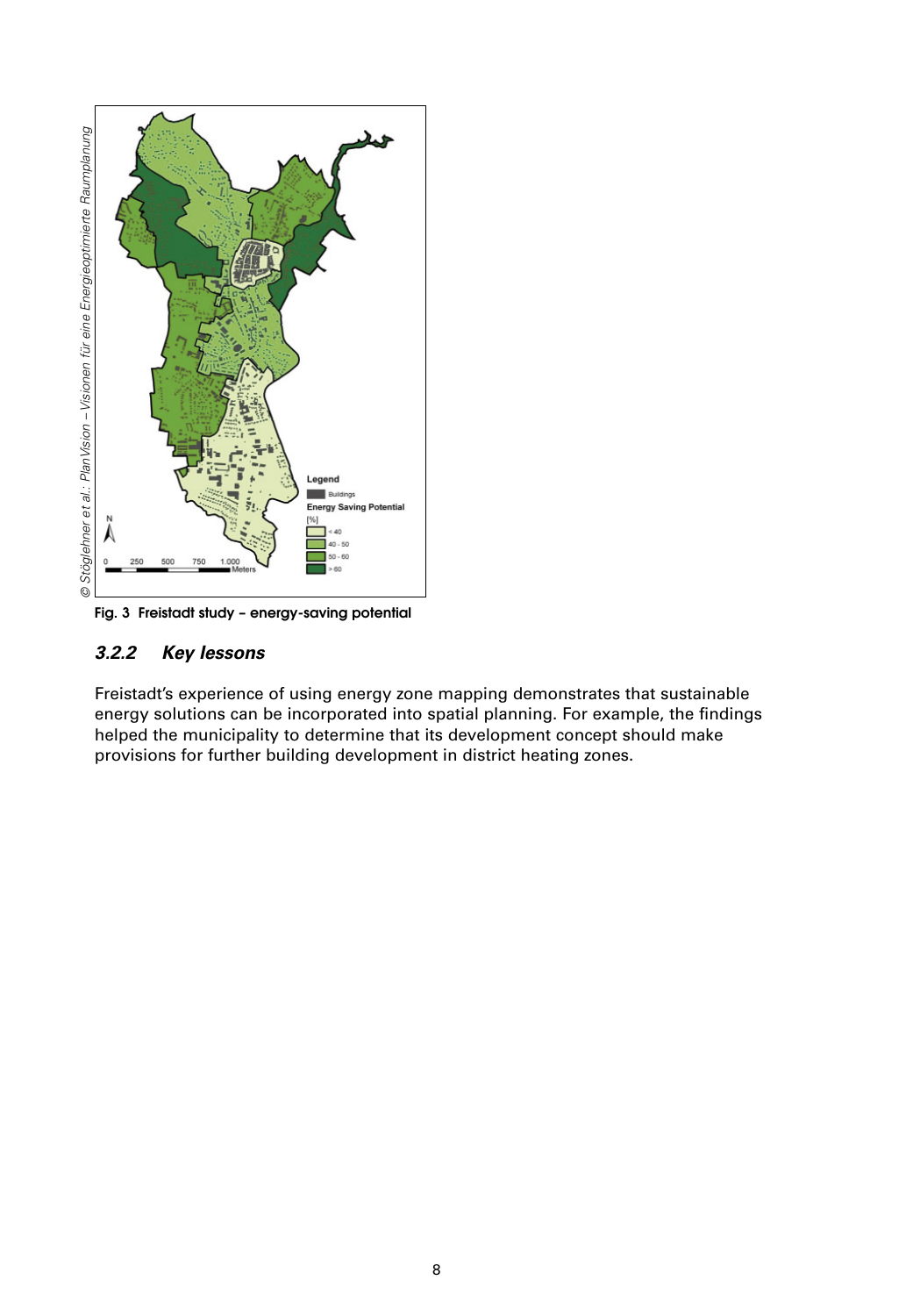Fig. 3 Freistadt study – energy-saving potential

### *3.2.2 Key lessons*

Freistadt's experience of using energy zone mapping demonstrates that sustainable energy solutions can be incorporated into spatial planning. For example, the findings helped the municipality to determine that its development concept should make provisions for further building development in district heating zones.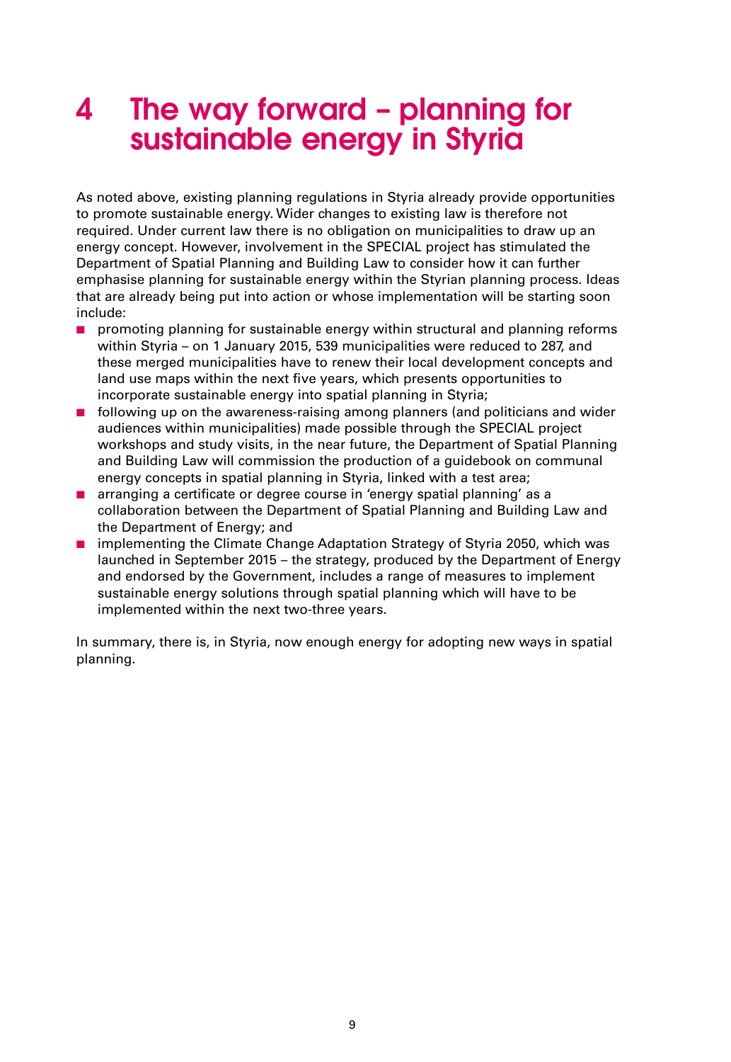# 4 The way forward – planning for sustainable energy in Styria

As noted above, existing planning regulations in Styria already provide opportunities to promote sustainable energy. Wider changes to existing law is therefore not required. Under current law there is no obligation on municipalities to draw up an energy concept. However, involvement in the SPECIAL project has stimulated the Department of Spatial Planning and Building Law to consider how it can further emphasise planning for sustainable energy within the Styrian planning process. Ideas that are already being put into action or whose implementation will be starting soon include:

- promoting planning for sustainable energy within structural and planning reforms within Styria – on 1 January 2015, 539 municipalities were reduced to 287, and these merged municipalities have to renew their local development concepts and land use maps within the next five years, which presents opportunities to incorporate sustainable energy into spatial planning in Styria;
- following up on the awareness-raising among planners (and politicians and wider audiences within municipalities) made possible through the SPECIAL project workshops and study visits, in the near future, the Department of Spatial Planning and Building Law will commission the production of a guidebook on communal energy concepts in spatial planning in Styria, linked with a test area;
- arranging a certificate or degree course in 'energy spatial planning' as a collaboration between the Department of Spatial Planning and Building Law and the Department of Energy; and
- implementing the Climate Change Adaptation Strategy of Styria 2050, which was launched in September 2015 – the strategy, produced by the Department of Energy and endorsed by the Government, includes a range of measures to implement sustainable energy solutions through spatial planning which will have to be implemented within the next two-three years.

In summary, there is, in Styria, now enough energy for adopting new ways in spatial planning.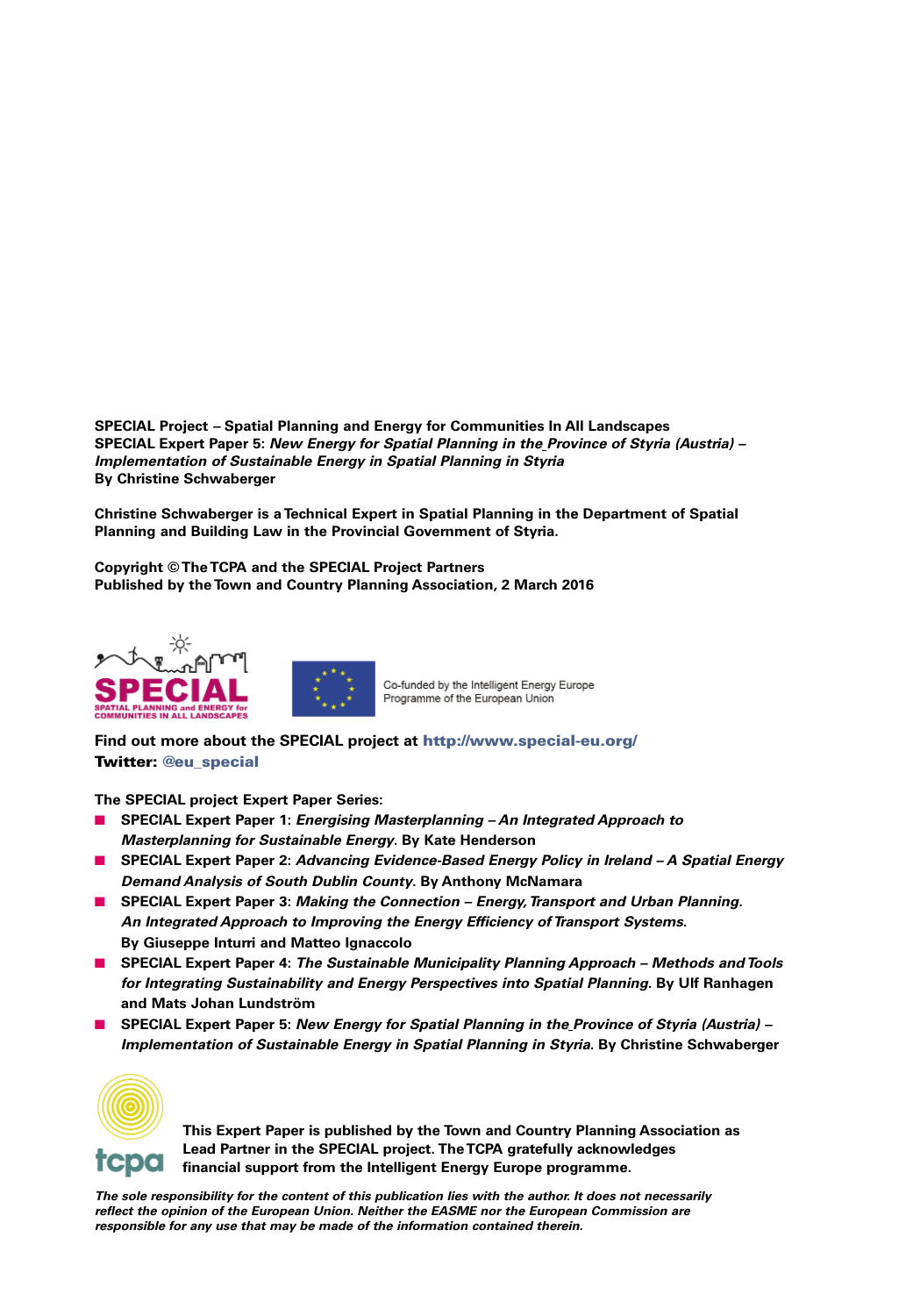**SPECIAL Project – Spatial Planning and Energy for Communities In All Landscapes**
**SPECIAL Expert Paper 5:** ***New Energy for Spatial Planning in the Province of Styria (Austria) – Implementation of Sustainable Energy in Spatial Planning in Styria***
**By Christine Schwaberger**

**Christine Schwaberger is a Technical Expert in Spatial Planning in the Department of Spatial Planning and Building Law in the Provincial Government of Styria.**

**Copyright © The TCPA and the SPECIAL Project Partners**
**Published by the Town and Country Planning Association, 2 March 2016**

SPECIAL
SPATIAL PLANNING and ENERGY for COMMUNITIES IN ALL LANDSCAPES

Co-funded by the Intelligent Energy Europe Programme of the European Union

**Find out more about the SPECIAL project at http://www.special-eu.org/**
**Twitter: @eu_special**

**The SPECIAL project Expert Paper Series:**

- **SPECIAL Expert Paper 1:** ***Energising Masterplanning – An Integrated Approach to Masterplanning for Sustainable Energy*****. By Kate Henderson**
- **SPECIAL Expert Paper 2:** ***Advancing Evidence-Based Energy Policy in Ireland – A Spatial Energy Demand Analysis of South Dublin County*****. By Anthony McNamara**
- **SPECIAL Expert Paper 3:** ***Making the Connection – Energy, Transport and Urban Planning. An Integrated Approach to Improving the Energy Efficiency of Transport Systems*****. By Giuseppe Inturri and Matteo Ignaccolo**
- **SPECIAL Expert Paper 4:** ***The Sustainable Municipality Planning Approach – Methods and Tools for Integrating Sustainability and Energy Perspectives into Spatial Planning*****. By Ulf Ranhagen and Mats Johan Lundström**
- **SPECIAL Expert Paper 5:** ***New Energy for Spatial Planning in the Province of Styria (Austria) – Implementation of Sustainable Energy in Spatial Planning in Styria*****. By Christine Schwaberger**

tcpa

**This Expert Paper is published by the Town and Country Planning Association as Lead Partner in the SPECIAL project. The TCPA gratefully acknowledges financial support from the Intelligent Energy Europe programme.**

***The sole responsibility for the content of this publication lies with the author. It does not necessarily reflect the opinion of the European Union. Neither the EASME nor the European Commission are responsible for any use that may be made of the information contained therein.***